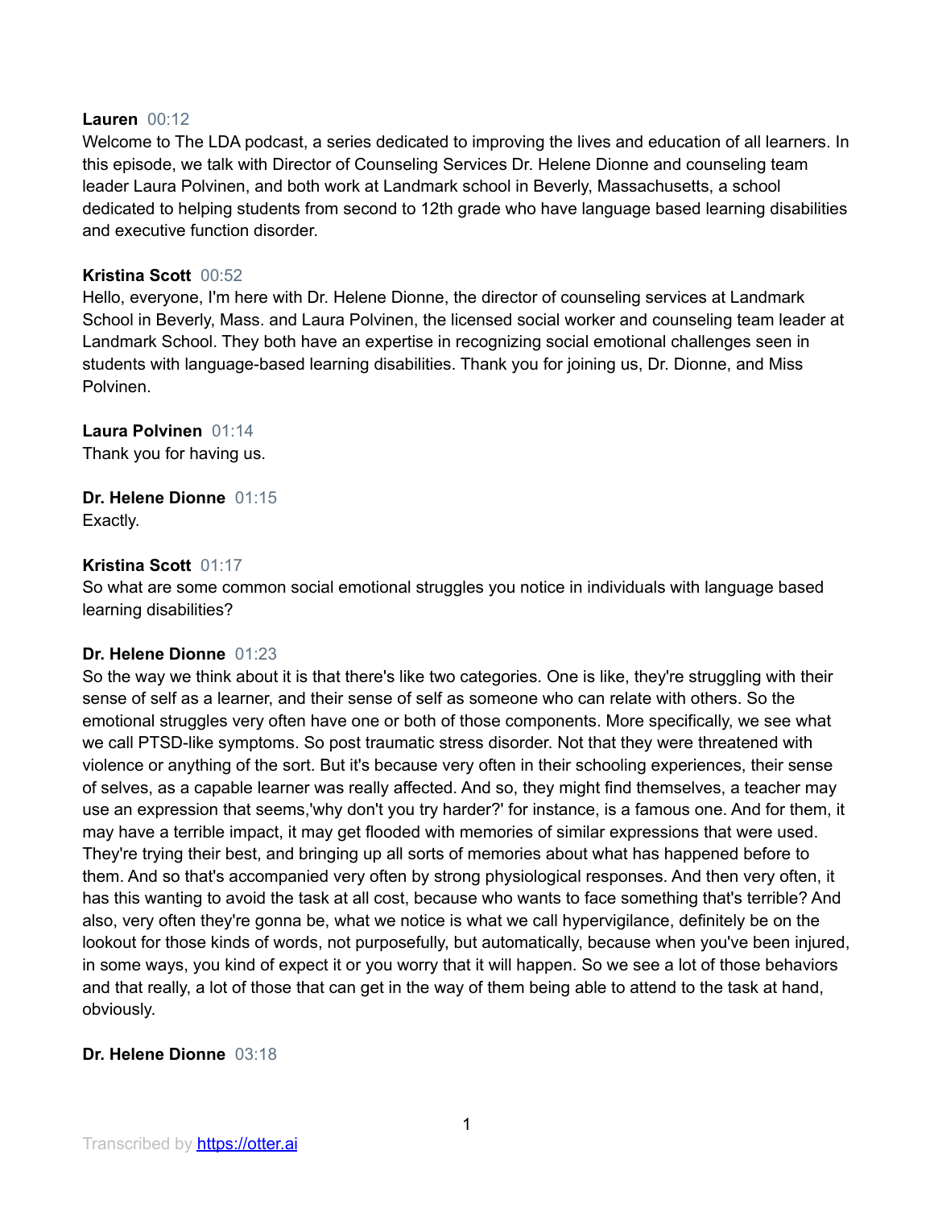**Lauren** 00:12
Welcome to The LDA podcast, a series dedicated to improving the lives and education of all learners. In this episode, we talk with Director of Counseling Services Dr. Helene Dionne and counseling team leader Laura Polvinen, and both work at Landmark school in Beverly, Massachusetts, a school dedicated to helping students from second to 12th grade who have language based learning disabilities and executive function disorder.

**Kristina Scott** 00:52
Hello, everyone, I'm here with Dr. Helene Dionne, the director of counseling services at Landmark School in Beverly, Mass. and Laura Polvinen, the licensed social worker and counseling team leader at Landmark School. They both have an expertise in recognizing social emotional challenges seen in students with language-based learning disabilities. Thank you for joining us, Dr. Dionne, and Miss Polvinen.

**Laura Polvinen** 01:14
Thank you for having us.

**Dr. Helene Dionne** 01:15
Exactly.

**Kristina Scott** 01:17
So what are some common social emotional struggles you notice in individuals with language based learning disabilities?

**Dr. Helene Dionne** 01:23
So the way we think about it is that there's like two categories. One is like, they're struggling with their sense of self as a learner, and their sense of self as someone who can relate with others. So the emotional struggles very often have one or both of those components. More specifically, we see what we call PTSD-like symptoms. So post traumatic stress disorder. Not that they were threatened with violence or anything of the sort. But it's because very often in their schooling experiences, their sense of selves, as a capable learner was really affected. And so, they might find themselves, a teacher may use an expression that seems,'why don't you try harder?' for instance, is a famous one. And for them, it may have a terrible impact, it may get flooded with memories of similar expressions that were used. They're trying their best, and bringing up all sorts of memories about what has happened before to them. And so that's accompanied very often by strong physiological responses. And then very often, it has this wanting to avoid the task at all cost, because who wants to face something that's terrible? And also, very often they're gonna be, what we notice is what we call hypervigilance, definitely be on the lookout for those kinds of words, not purposefully, but automatically, because when you've been injured, in some ways, you kind of expect it or you worry that it will happen. So we see a lot of those behaviors and that really, a lot of those that can get in the way of them being able to attend to the task at hand, obviously.

**Dr. Helene Dionne** 03:18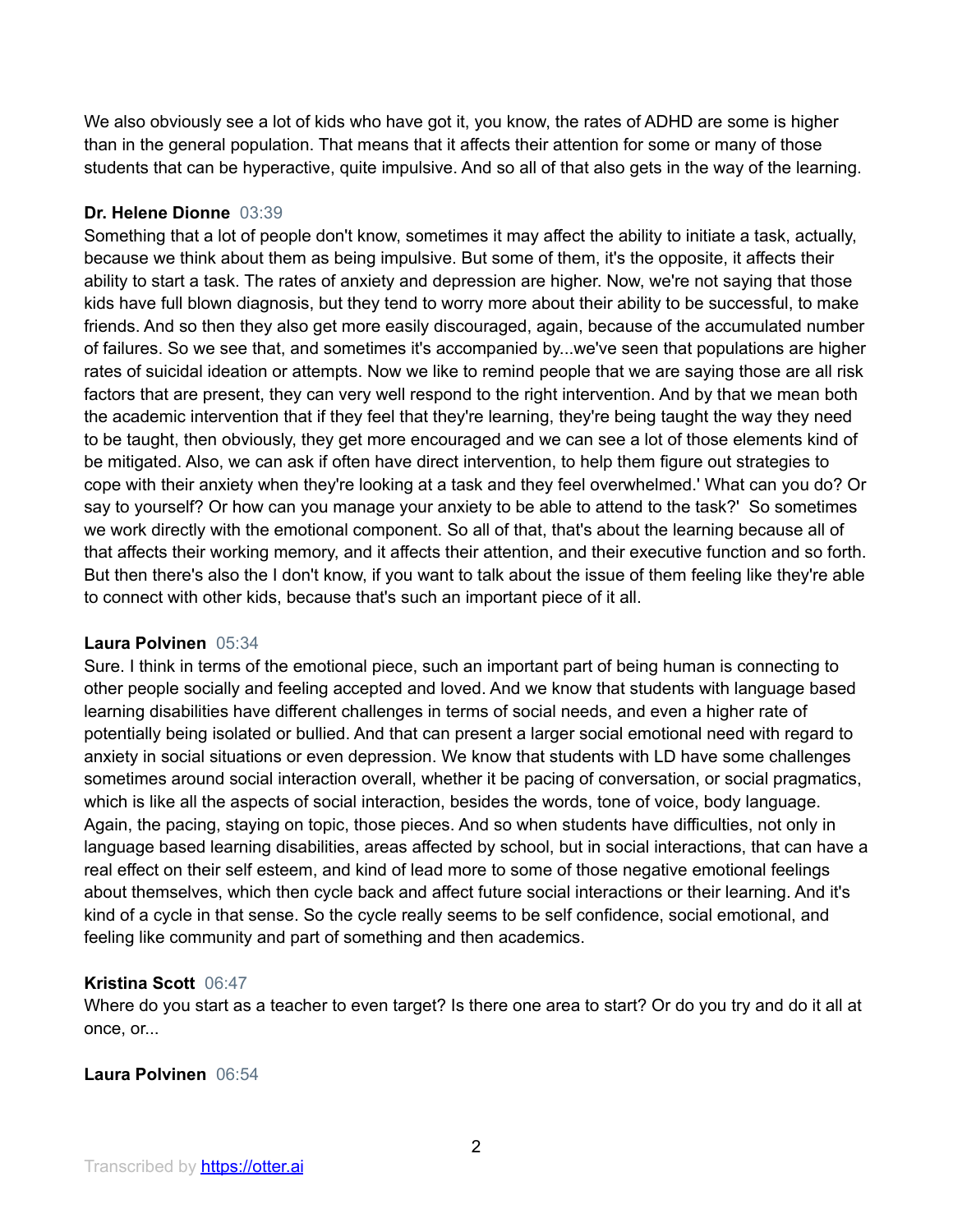We also obviously see a lot of kids who have got it, you know, the rates of ADHD are some is higher than in the general population. That means that it affects their attention for some or many of those students that can be hyperactive, quite impulsive. And so all of that also gets in the way of the learning.

**Dr. Helene Dionne** 03:39
Something that a lot of people don't know, sometimes it may affect the ability to initiate a task, actually, because we think about them as being impulsive. But some of them, it's the opposite, it affects their ability to start a task. The rates of anxiety and depression are higher. Now, we're not saying that those kids have full blown diagnosis, but they tend to worry more about their ability to be successful, to make friends. And so then they also get more easily discouraged, again, because of the accumulated number of failures. So we see that, and sometimes it's accompanied by...we've seen that populations are higher rates of suicidal ideation or attempts. Now we like to remind people that we are saying those are all risk factors that are present, they can very well respond to the right intervention. And by that we mean both the academic intervention that if they feel that they're learning, they're being taught the way they need to be taught, then obviously, they get more encouraged and we can see a lot of those elements kind of be mitigated. Also, we can ask if often have direct intervention, to help them figure out strategies to cope with their anxiety when they're looking at a task and they feel overwhelmed.' What can you do? Or say to yourself? Or how can you manage your anxiety to be able to attend to the task?' So sometimes we work directly with the emotional component. So all of that, that's about the learning because all of that affects their working memory, and it affects their attention, and their executive function and so forth. But then there's also the I don't know, if you want to talk about the issue of them feeling like they're able to connect with other kids, because that's such an important piece of it all.

**Laura Polvinen** 05:34
Sure. I think in terms of the emotional piece, such an important part of being human is connecting to other people socially and feeling accepted and loved. And we know that students with language based learning disabilities have different challenges in terms of social needs, and even a higher rate of potentially being isolated or bullied. And that can present a larger social emotional need with regard to anxiety in social situations or even depression. We know that students with LD have some challenges sometimes around social interaction overall, whether it be pacing of conversation, or social pragmatics, which is like all the aspects of social interaction, besides the words, tone of voice, body language. Again, the pacing, staying on topic, those pieces. And so when students have difficulties, not only in language based learning disabilities, areas affected by school, but in social interactions, that can have a real effect on their self esteem, and kind of lead more to some of those negative emotional feelings about themselves, which then cycle back and affect future social interactions or their learning. And it's kind of a cycle in that sense. So the cycle really seems to be self confidence, social emotional, and feeling like community and part of something and then academics.

**Kristina Scott** 06:47
Where do you start as a teacher to even target? Is there one area to start? Or do you try and do it all at once, or...

**Laura Polvinen** 06:54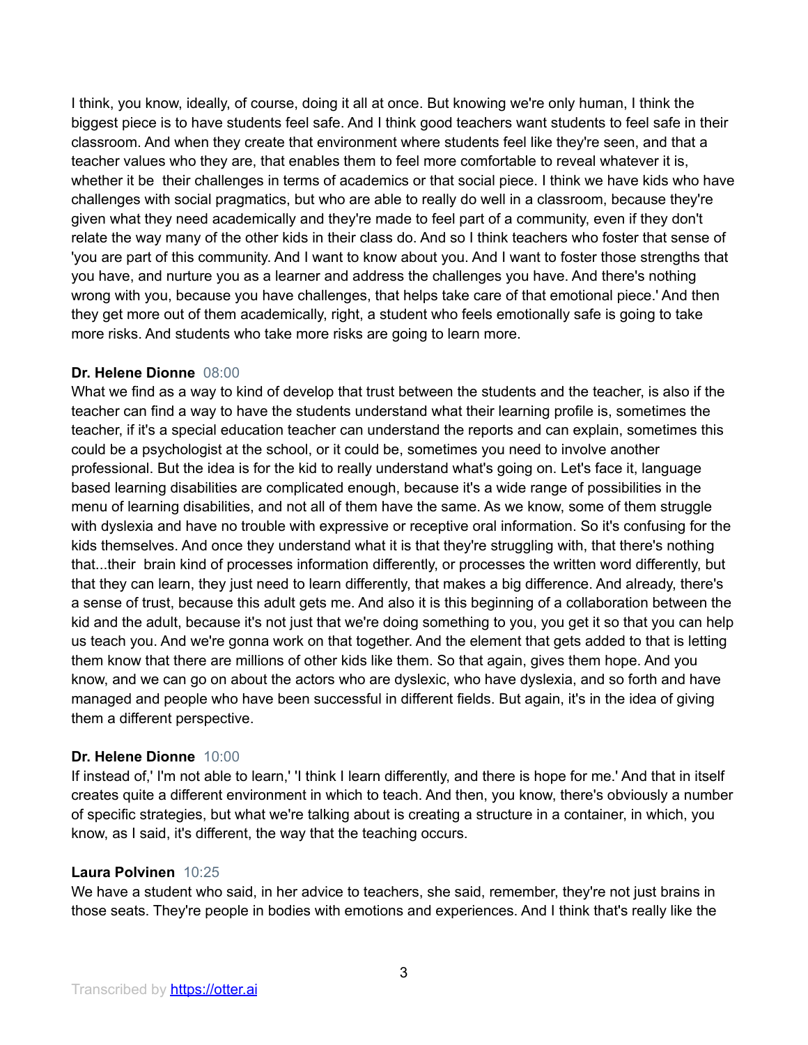I think, you know, ideally, of course, doing it all at once. But knowing we're only human, I think the biggest piece is to have students feel safe. And I think good teachers want students to feel safe in their classroom. And when they create that environment where students feel like they're seen, and that a teacher values who they are, that enables them to feel more comfortable to reveal whatever it is, whether it be their challenges in terms of academics or that social piece. I think we have kids who have challenges with social pragmatics, but who are able to really do well in a classroom, because they're given what they need academically and they're made to feel part of a community, even if they don't relate the way many of the other kids in their class do. And so I think teachers who foster that sense of 'you are part of this community. And I want to know about you. And I want to foster those strengths that you have, and nurture you as a learner and address the challenges you have. And there's nothing wrong with you, because you have challenges, that helps take care of that emotional piece.' And then they get more out of them academically, right, a student who feels emotionally safe is going to take more risks. And students who take more risks are going to learn more.

**Dr. Helene Dionne** 08:00
What we find as a way to kind of develop that trust between the students and the teacher, is also if the teacher can find a way to have the students understand what their learning profile is, sometimes the teacher, if it's a special education teacher can understand the reports and can explain, sometimes this could be a psychologist at the school, or it could be, sometimes you need to involve another professional. But the idea is for the kid to really understand what's going on. Let's face it, language based learning disabilities are complicated enough, because it's a wide range of possibilities in the menu of learning disabilities, and not all of them have the same. As we know, some of them struggle with dyslexia and have no trouble with expressive or receptive oral information. So it's confusing for the kids themselves. And once they understand what it is that they're struggling with, that there's nothing that...their brain kind of processes information differently, or processes the written word differently, but that they can learn, they just need to learn differently, that makes a big difference. And already, there's a sense of trust, because this adult gets me. And also it is this beginning of a collaboration between the kid and the adult, because it's not just that we're doing something to you, you get it so that you can help us teach you. And we're gonna work on that together. And the element that gets added to that is letting them know that there are millions of other kids like them. So that again, gives them hope. And you know, and we can go on about the actors who are dyslexic, who have dyslexia, and so forth and have managed and people who have been successful in different fields. But again, it's in the idea of giving them a different perspective.

**Dr. Helene Dionne** 10:00
If instead of,' I'm not able to learn,' 'I think I learn differently, and there is hope for me.' And that in itself creates quite a different environment in which to teach. And then, you know, there's obviously a number of specific strategies, but what we're talking about is creating a structure in a container, in which, you know, as I said, it's different, the way that the teaching occurs.

**Laura Polvinen** 10:25
We have a student who said, in her advice to teachers, she said, remember, they're not just brains in those seats. They're people in bodies with emotions and experiences. And I think that's really like the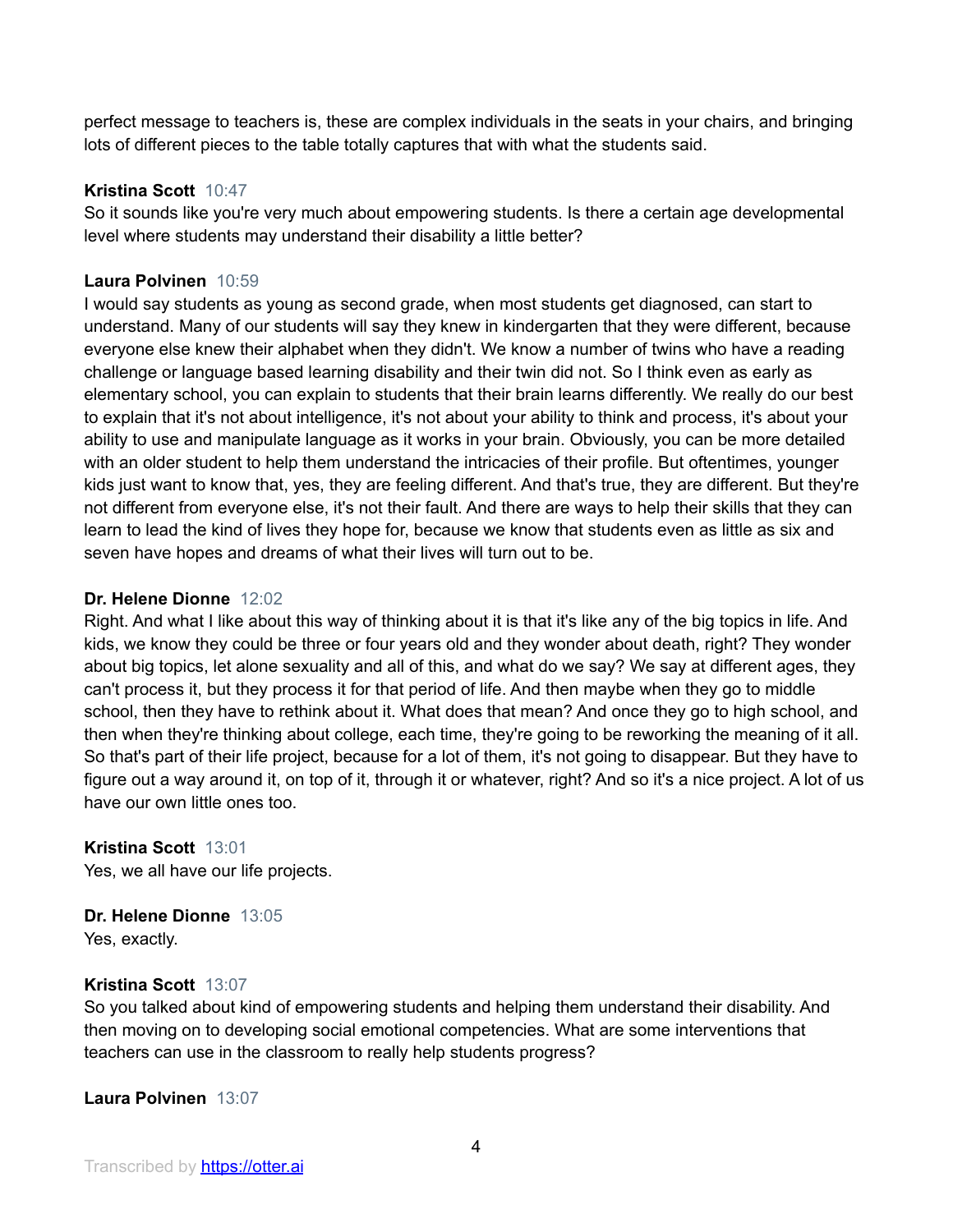perfect message to teachers is, these are complex individuals in the seats in your chairs, and bringing lots of different pieces to the table totally captures that with what the students said.

**Kristina Scott** 10:47
So it sounds like you're very much about empowering students. Is there a certain age developmental level where students may understand their disability a little better?

**Laura Polvinen** 10:59
I would say students as young as second grade, when most students get diagnosed, can start to understand. Many of our students will say they knew in kindergarten that they were different, because everyone else knew their alphabet when they didn't. We know a number of twins who have a reading challenge or language based learning disability and their twin did not. So I think even as early as elementary school, you can explain to students that their brain learns differently. We really do our best to explain that it's not about intelligence, it's not about your ability to think and process, it's about your ability to use and manipulate language as it works in your brain. Obviously, you can be more detailed with an older student to help them understand the intricacies of their profile. But oftentimes, younger kids just want to know that, yes, they are feeling different. And that's true, they are different. But they're not different from everyone else, it's not their fault. And there are ways to help their skills that they can learn to lead the kind of lives they hope for, because we know that students even as little as six and seven have hopes and dreams of what their lives will turn out to be.

**Dr. Helene Dionne** 12:02
Right. And what I like about this way of thinking about it is that it's like any of the big topics in life. And kids, we know they could be three or four years old and they wonder about death, right? They wonder about big topics, let alone sexuality and all of this, and what do we say? We say at different ages, they can't process it, but they process it for that period of life. And then maybe when they go to middle school, then they have to rethink about it. What does that mean? And once they go to high school, and then when they're thinking about college, each time, they're going to be reworking the meaning of it all. So that's part of their life project, because for a lot of them, it's not going to disappear. But they have to figure out a way around it, on top of it, through it or whatever, right? And so it's a nice project. A lot of us have our own little ones too.

**Kristina Scott** 13:01
Yes, we all have our life projects.

**Dr. Helene Dionne** 13:05
Yes, exactly.

**Kristina Scott** 13:07
So you talked about kind of empowering students and helping them understand their disability. And then moving on to developing social emotional competencies. What are some interventions that teachers can use in the classroom to really help students progress?

**Laura Polvinen** 13:07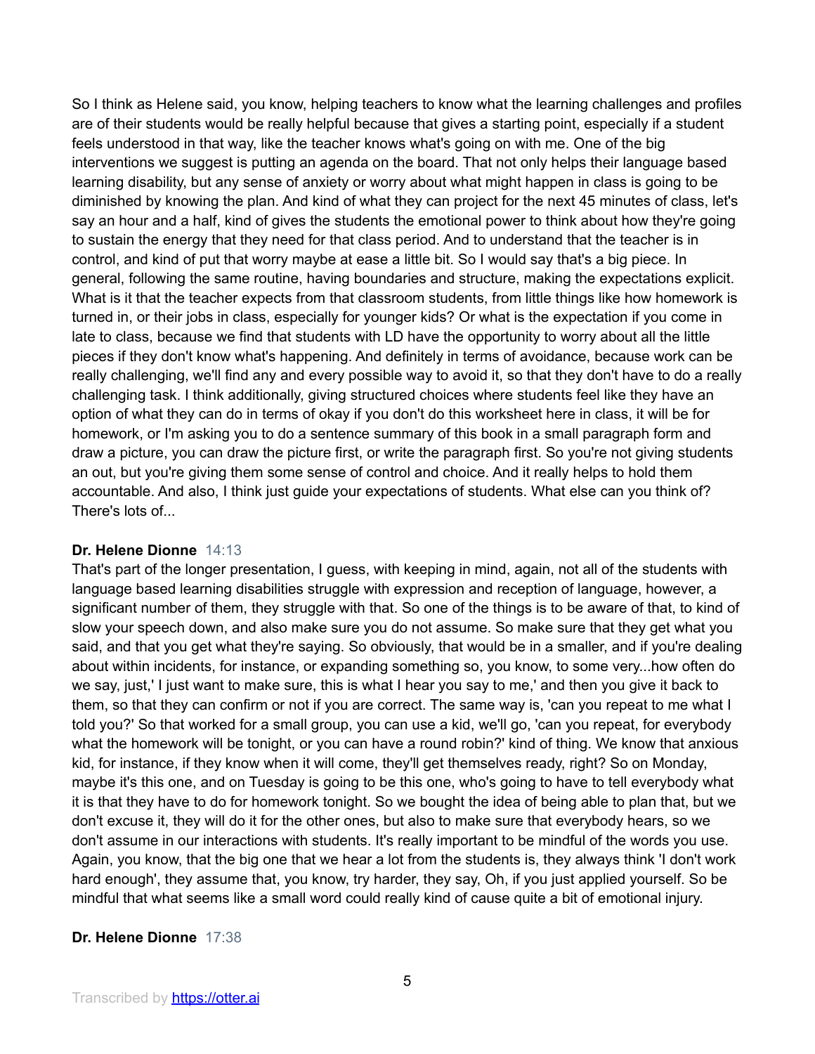So I think as Helene said, you know, helping teachers to know what the learning challenges and profiles are of their students would be really helpful because that gives a starting point, especially if a student feels understood in that way, like the teacher knows what's going on with me. One of the big interventions we suggest is putting an agenda on the board. That not only helps their language based learning disability, but any sense of anxiety or worry about what might happen in class is going to be diminished by knowing the plan. And kind of what they can project for the next 45 minutes of class, let's say an hour and a half, kind of gives the students the emotional power to think about how they're going to sustain the energy that they need for that class period. And to understand that the teacher is in control, and kind of put that worry maybe at ease a little bit. So I would say that's a big piece. In general, following the same routine, having boundaries and structure, making the expectations explicit. What is it that the teacher expects from that classroom students, from little things like how homework is turned in, or their jobs in class, especially for younger kids? Or what is the expectation if you come in late to class, because we find that students with LD have the opportunity to worry about all the little pieces if they don't know what's happening. And definitely in terms of avoidance, because work can be really challenging, we'll find any and every possible way to avoid it, so that they don't have to do a really challenging task. I think additionally, giving structured choices where students feel like they have an option of what they can do in terms of okay if you don't do this worksheet here in class, it will be for homework, or I'm asking you to do a sentence summary of this book in a small paragraph form and draw a picture, you can draw the picture first, or write the paragraph first. So you're not giving students an out, but you're giving them some sense of control and choice. And it really helps to hold them accountable. And also, I think just guide your expectations of students. What else can you think of? There's lots of...

**Dr. Helene Dionne** 14:13

That's part of the longer presentation, I guess, with keeping in mind, again, not all of the students with language based learning disabilities struggle with expression and reception of language, however, a significant number of them, they struggle with that. So one of the things is to be aware of that, to kind of slow your speech down, and also make sure you do not assume. So make sure that they get what you said, and that you get what they're saying. So obviously, that would be in a smaller, and if you're dealing about within incidents, for instance, or expanding something so, you know, to some very...how often do we say, just,' I just want to make sure, this is what I hear you say to me,' and then you give it back to them, so that they can confirm or not if you are correct. The same way is, 'can you repeat to me what I told you?' So that worked for a small group, you can use a kid, we'll go, 'can you repeat, for everybody what the homework will be tonight, or you can have a round robin?' kind of thing. We know that anxious kid, for instance, if they know when it will come, they'll get themselves ready, right? So on Monday, maybe it's this one, and on Tuesday is going to be this one, who's going to have to tell everybody what it is that they have to do for homework tonight. So we bought the idea of being able to plan that, but we don't excuse it, they will do it for the other ones, but also to make sure that everybody hears, so we don't assume in our interactions with students. It's really important to be mindful of the words you use. Again, you know, that the big one that we hear a lot from the students is, they always think 'I don't work hard enough', they assume that, you know, try harder, they say, Oh, if you just applied yourself. So be mindful that what seems like a small word could really kind of cause quite a bit of emotional injury.

**Dr. Helene Dionne** 17:38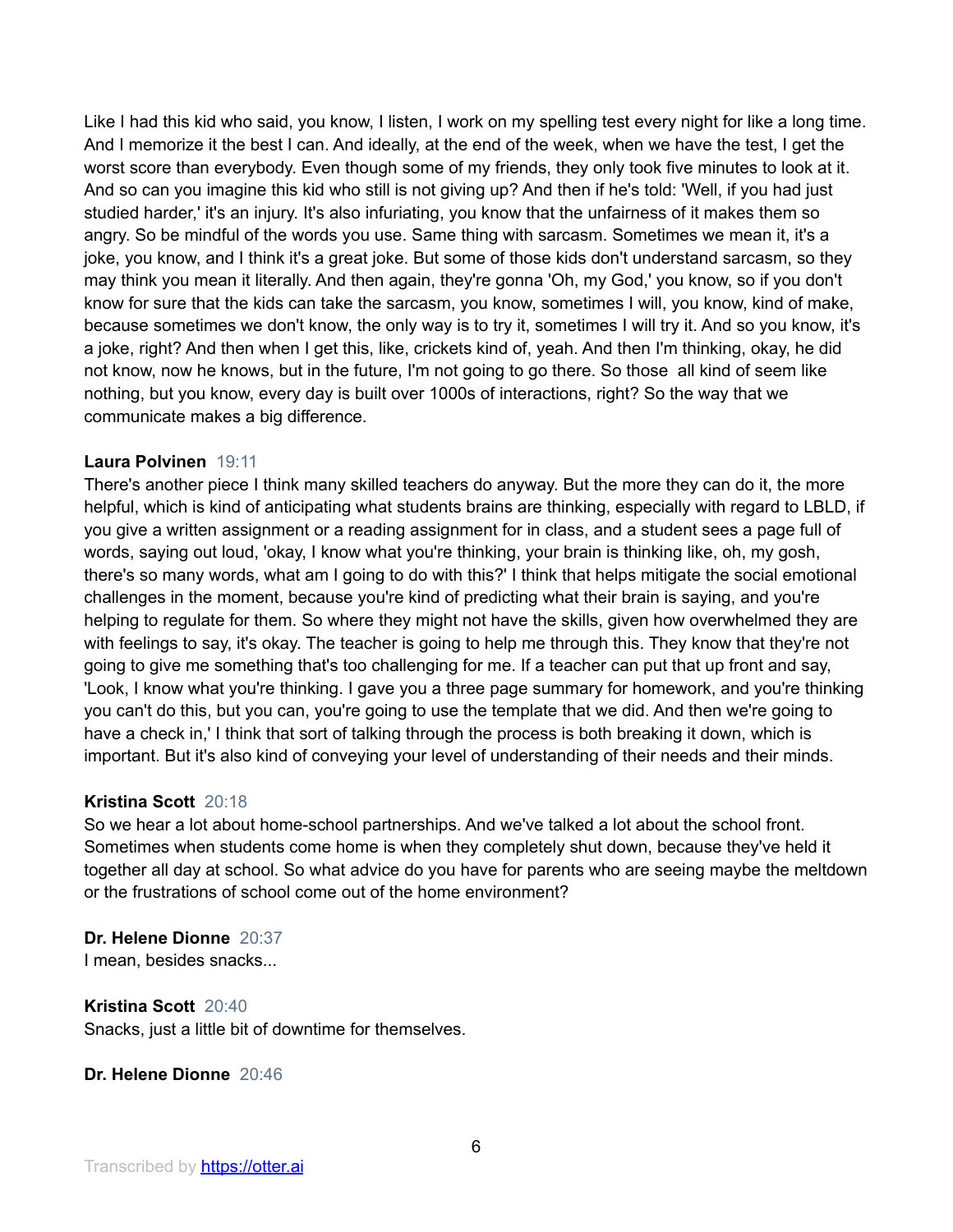Like I had this kid who said, you know, I listen, I work on my spelling test every night for like a long time. And I memorize it the best I can. And ideally, at the end of the week, when we have the test, I get the worst score than everybody. Even though some of my friends, they only took five minutes to look at it. And so can you imagine this kid who still is not giving up? And then if he's told: 'Well, if you had just studied harder,' it's an injury. It's also infuriating, you know that the unfairness of it makes them so angry. So be mindful of the words you use. Same thing with sarcasm. Sometimes we mean it, it's a joke, you know, and I think it's a great joke. But some of those kids don't understand sarcasm, so they may think you mean it literally. And then again, they're gonna 'Oh, my God,' you know, so if you don't know for sure that the kids can take the sarcasm, you know, sometimes I will, you know, kind of make, because sometimes we don't know, the only way is to try it, sometimes I will try it. And so you know, it's a joke, right? And then when I get this, like, crickets kind of, yeah. And then I'm thinking, okay, he did not know, now he knows, but in the future, I'm not going to go there. So those all kind of seem like nothing, but you know, every day is built over 1000s of interactions, right? So the way that we communicate makes a big difference.

**Laura Polvinen** 19:11
There's another piece I think many skilled teachers do anyway. But the more they can do it, the more helpful, which is kind of anticipating what students brains are thinking, especially with regard to LBLD, if you give a written assignment or a reading assignment for in class, and a student sees a page full of words, saying out loud, 'okay, I know what you're thinking, your brain is thinking like, oh, my gosh, there's so many words, what am I going to do with this?' I think that helps mitigate the social emotional challenges in the moment, because you're kind of predicting what their brain is saying, and you're helping to regulate for them. So where they might not have the skills, given how overwhelmed they are with feelings to say, it's okay. The teacher is going to help me through this. They know that they're not going to give me something that's too challenging for me. If a teacher can put that up front and say, 'Look, I know what you're thinking. I gave you a three page summary for homework, and you're thinking you can't do this, but you can, you're going to use the template that we did. And then we're going to have a check in,' I think that sort of talking through the process is both breaking it down, which is important. But it's also kind of conveying your level of understanding of their needs and their minds.

**Kristina Scott** 20:18
So we hear a lot about home-school partnerships. And we've talked a lot about the school front. Sometimes when students come home is when they completely shut down, because they've held it together all day at school. So what advice do you have for parents who are seeing maybe the meltdown or the frustrations of school come out of the home environment?

**Dr. Helene Dionne** 20:37
I mean, besides snacks...

**Kristina Scott** 20:40
Snacks, just a little bit of downtime for themselves.

**Dr. Helene Dionne** 20:46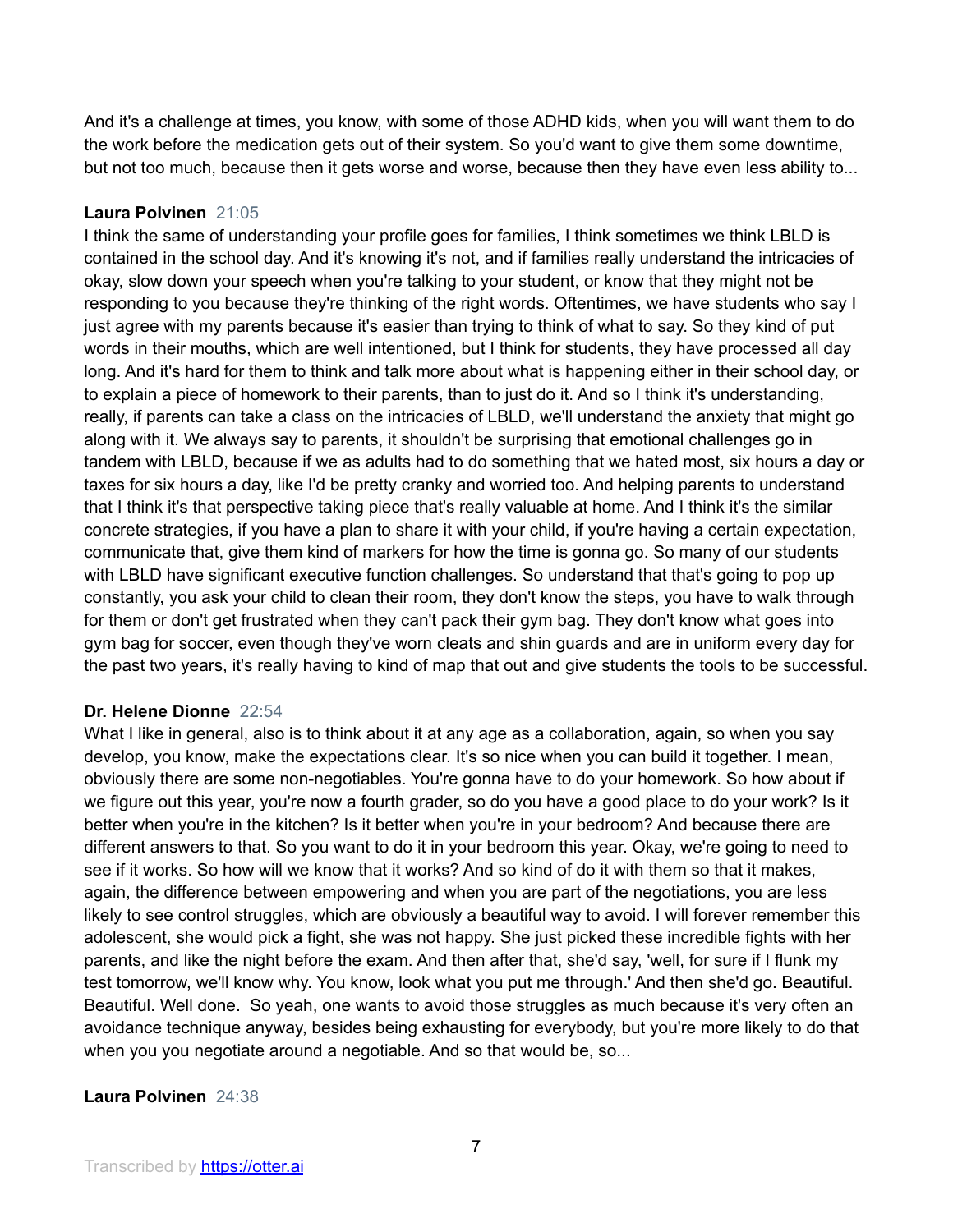And it's a challenge at times, you know, with some of those ADHD kids, when you will want them to do the work before the medication gets out of their system. So you'd want to give them some downtime, but not too much, because then it gets worse and worse, because then they have even less ability to...

**Laura Polvinen** 21:05
I think the same of understanding your profile goes for families, I think sometimes we think LBLD is contained in the school day. And it's knowing it's not, and if families really understand the intricacies of okay, slow down your speech when you're talking to your student, or know that they might not be responding to you because they're thinking of the right words. Oftentimes, we have students who say I just agree with my parents because it's easier than trying to think of what to say. So they kind of put words in their mouths, which are well intentioned, but I think for students, they have processed all day long. And it's hard for them to think and talk more about what is happening either in their school day, or to explain a piece of homework to their parents, than to just do it. And so I think it's understanding, really, if parents can take a class on the intricacies of LBLD, we'll understand the anxiety that might go along with it. We always say to parents, it shouldn't be surprising that emotional challenges go in tandem with LBLD, because if we as adults had to do something that we hated most, six hours a day or taxes for six hours a day, like I'd be pretty cranky and worried too. And helping parents to understand that I think it's that perspective taking piece that's really valuable at home. And I think it's the similar concrete strategies, if you have a plan to share it with your child, if you're having a certain expectation, communicate that, give them kind of markers for how the time is gonna go. So many of our students with LBLD have significant executive function challenges. So understand that that's going to pop up constantly, you ask your child to clean their room, they don't know the steps, you have to walk through for them or don't get frustrated when they can't pack their gym bag. They don't know what goes into gym bag for soccer, even though they've worn cleats and shin guards and are in uniform every day for the past two years, it's really having to kind of map that out and give students the tools to be successful.

**Dr. Helene Dionne** 22:54
What I like in general, also is to think about it at any age as a collaboration, again, so when you say develop, you know, make the expectations clear. It's so nice when you can build it together. I mean, obviously there are some non-negotiables. You're gonna have to do your homework. So how about if we figure out this year, you're now a fourth grader, so do you have a good place to do your work? Is it better when you're in the kitchen? Is it better when you're in your bedroom? And because there are different answers to that. So you want to do it in your bedroom this year. Okay, we're going to need to see if it works. So how will we know that it works? And so kind of do it with them so that it makes, again, the difference between empowering and when you are part of the negotiations, you are less likely to see control struggles, which are obviously a beautiful way to avoid. I will forever remember this adolescent, she would pick a fight, she was not happy. She just picked these incredible fights with her parents, and like the night before the exam. And then after that, she'd say, 'well, for sure if I flunk my test tomorrow, we'll know why. You know, look what you put me through.' And then she'd go. Beautiful. Beautiful. Well done. So yeah, one wants to avoid those struggles as much because it's very often an avoidance technique anyway, besides being exhausting for everybody, but you're more likely to do that when you you negotiate around a negotiable. And so that would be, so...

**Laura Polvinen** 24:38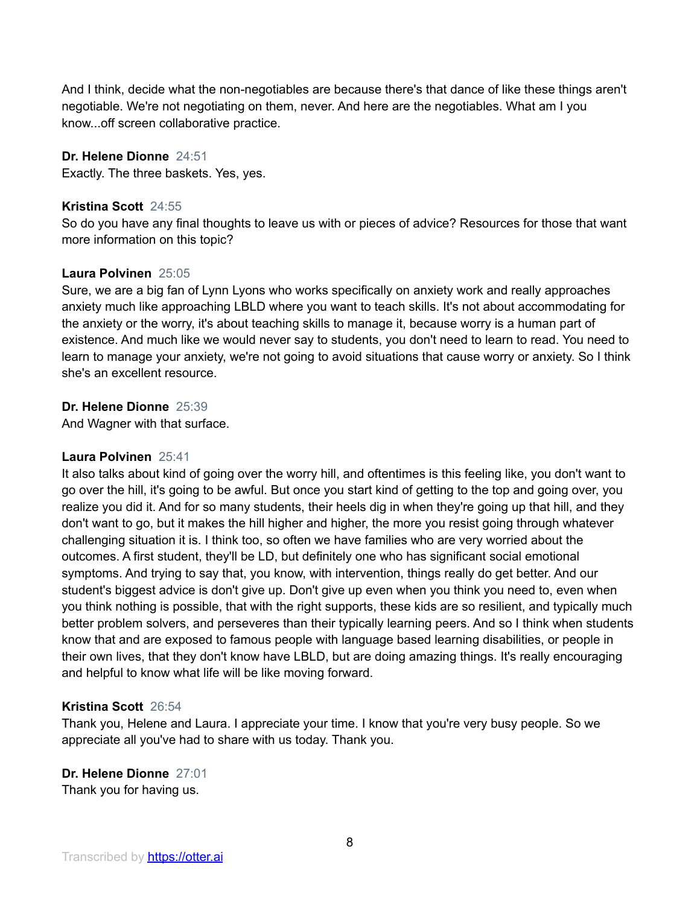And I think, decide what the non-negotiables are because there's that dance of like these things aren't negotiable. We're not negotiating on them, never. And here are the negotiables. What am I you know...off screen collaborative practice.

**Dr. Helene Dionne** 24:51
Exactly. The three baskets. Yes, yes.

**Kristina Scott** 24:55
So do you have any final thoughts to leave us with or pieces of advice? Resources for those that want more information on this topic?

**Laura Polvinen** 25:05
Sure, we are a big fan of Lynn Lyons who works specifically on anxiety work and really approaches anxiety much like approaching LBLD where you want to teach skills. It's not about accommodating for the anxiety or the worry, it's about teaching skills to manage it, because worry is a human part of existence. And much like we would never say to students, you don't need to learn to read. You need to learn to manage your anxiety, we're not going to avoid situations that cause worry or anxiety. So I think she's an excellent resource.

**Dr. Helene Dionne** 25:39
And Wagner with that surface.

**Laura Polvinen** 25:41
It also talks about kind of going over the worry hill, and oftentimes is this feeling like, you don't want to go over the hill, it's going to be awful. But once you start kind of getting to the top and going over, you realize you did it. And for so many students, their heels dig in when they're going up that hill, and they don't want to go, but it makes the hill higher and higher, the more you resist going through whatever challenging situation it is. I think too, so often we have families who are very worried about the outcomes. A first student, they'll be LD, but definitely one who has significant social emotional symptoms. And trying to say that, you know, with intervention, things really do get better. And our student's biggest advice is don't give up. Don't give up even when you think you need to, even when you think nothing is possible, that with the right supports, these kids are so resilient, and typically much better problem solvers, and perseveres than their typically learning peers. And so I think when students know that and are exposed to famous people with language based learning disabilities, or people in their own lives, that they don't know have LBLD, but are doing amazing things. It's really encouraging and helpful to know what life will be like moving forward.

**Kristina Scott** 26:54
Thank you, Helene and Laura. I appreciate your time. I know that you're very busy people. So we appreciate all you've had to share with us today. Thank you.

**Dr. Helene Dionne** 27:01
Thank you for having us.

Transcribed by https://otter.ai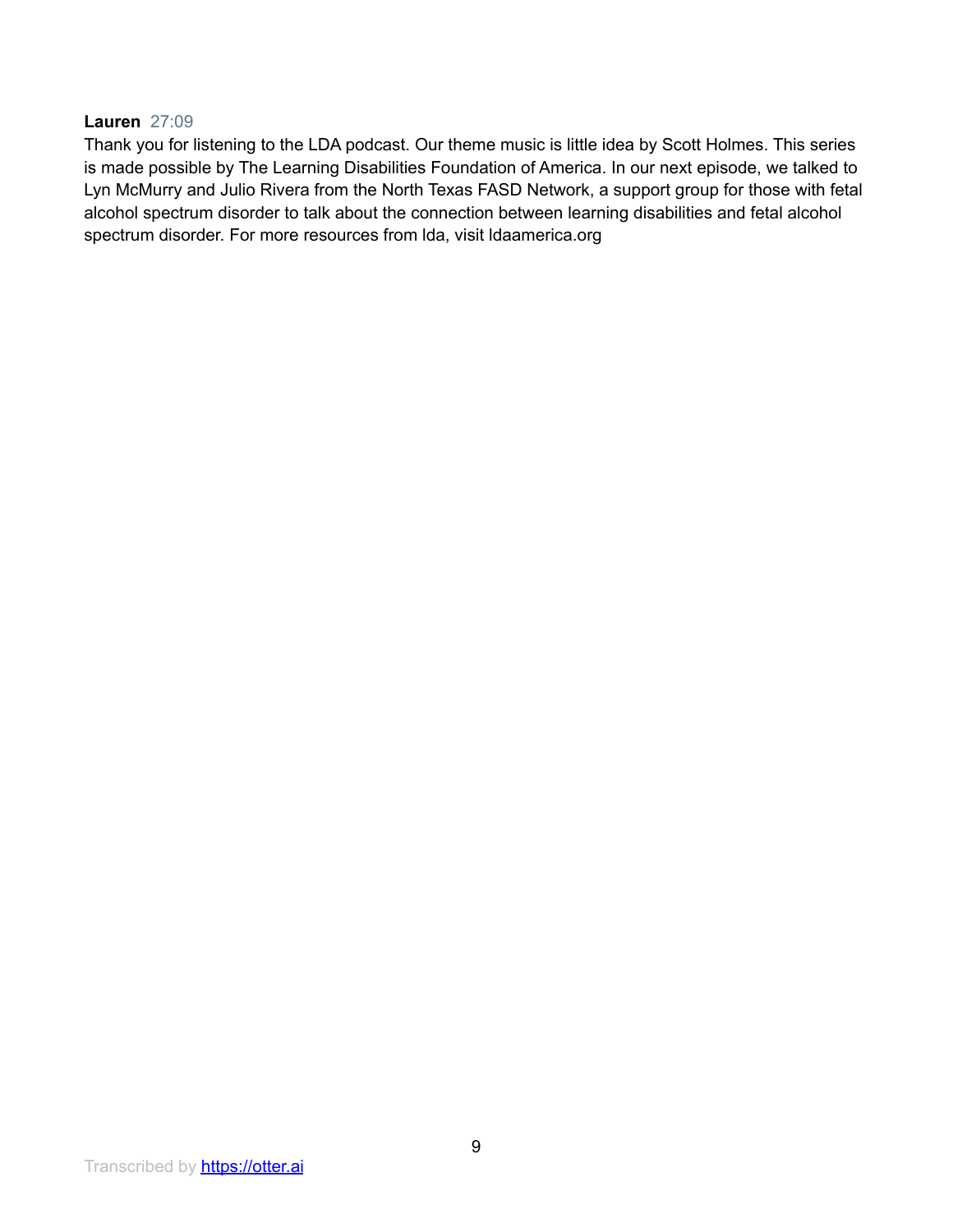**Lauren** 27:09

Thank you for listening to the LDA podcast. Our theme music is little idea by Scott Holmes. This series is made possible by The Learning Disabilities Foundation of America. In our next episode, we talked to Lyn McMurry and Julio Rivera from the North Texas FASD Network, a support group for those with fetal alcohol spectrum disorder to talk about the connection between learning disabilities and fetal alcohol spectrum disorder. For more resources from lda, visit ldaamerica.org

Transcribed by https://otter.ai